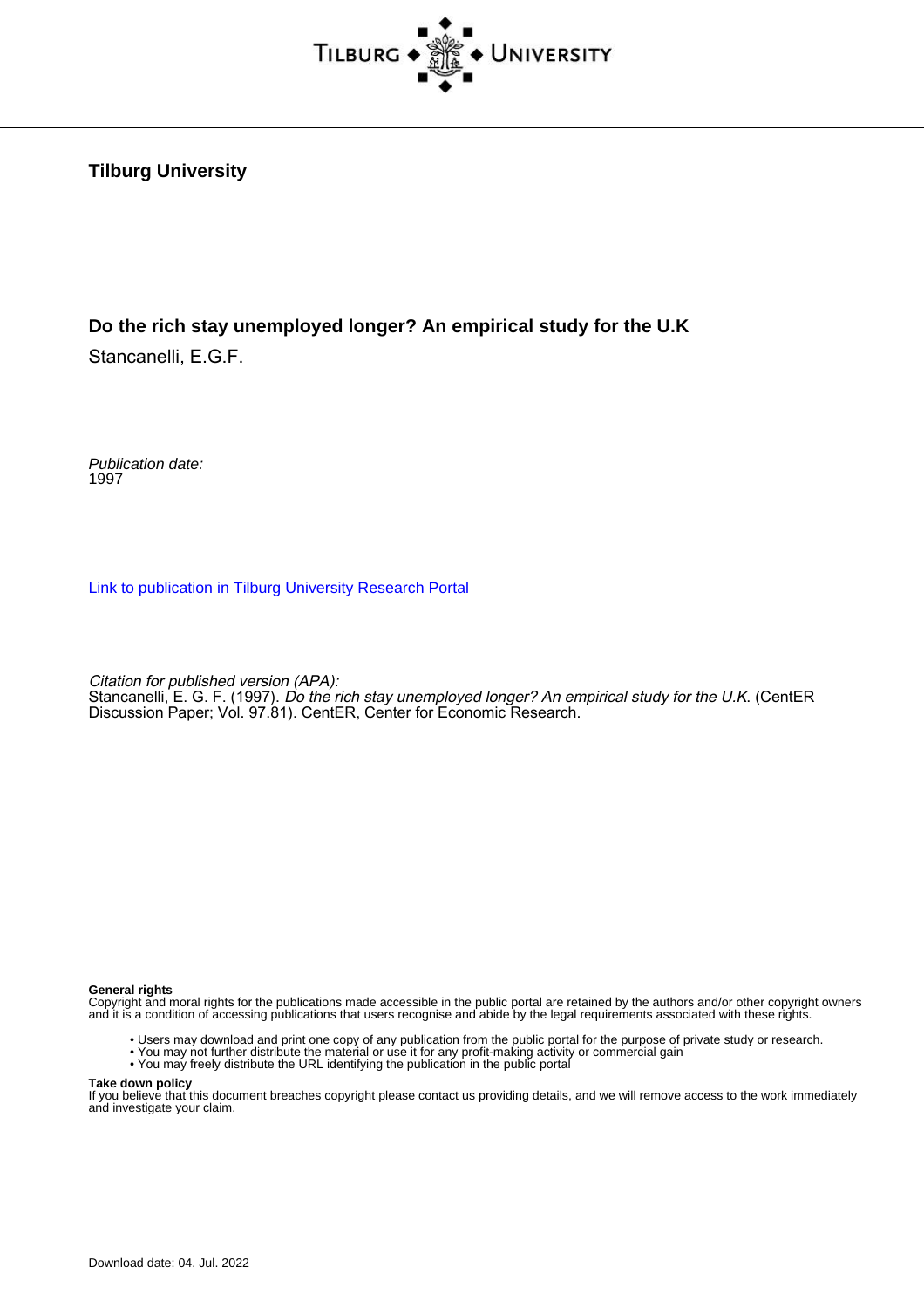**Tilburg University**

**Do the rich stay unemployed longer? An empirical study for the U.K**

Stancanelli, E.G.F.

*Publication date:*
1997

[Link to publication in Tilburg University Research Portal](#)

*Citation for published version (APA):*
Stancanelli, E. G. F. (1997). *Do the rich stay unemployed longer? An empirical study for the U.K*. (CentER Discussion Paper; Vol. 97.81). CentER, Center for Economic Research.

**General rights**
Copyright and moral rights for the publications made accessible in the public portal are retained by the authors and/or other copyright owners and it is a condition of accessing publications that users recognise and abide by the legal requirements associated with these rights.

- Users may download and print one copy of any publication from the public portal for the purpose of private study or research.
- You may not further distribute the material or use it for any profit-making activity or commercial gain
- You may freely distribute the URL identifying the publication in the public portal

**Take down policy**
If you believe that this document breaches copyright please contact us providing details, and we will remove access to the work immediately and investigate your claim.

Download date: 04. Jul. 2022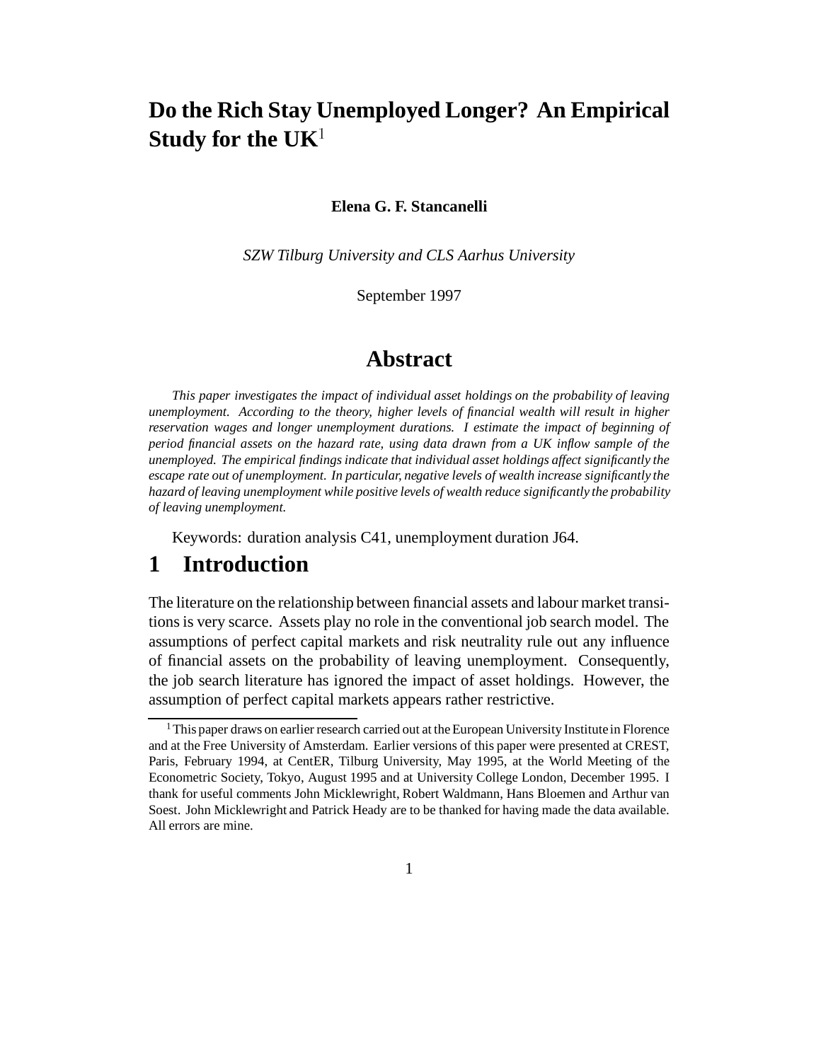# Do the Rich Stay Unemployed Longer? An Empirical Study for the UK[1]

**Elena G. F. Stancanelli**

*SZW Tilburg University and CLS Aarhus University*

September 1997

## Abstract

*This paper investigates the impact of individual asset holdings on the probability of leaving unemployment. According to the theory, higher levels of financial wealth will result in higher reservation wages and longer unemployment durations. I estimate the impact of beginning of period financial assets on the hazard rate, using data drawn from a UK inflow sample of the unemployed. The empirical findings indicate that individual asset holdings affect significantly the escape rate out of unemployment. In particular, negative levels of wealth increase significantly the hazard of leaving unemployment while positive levels of wealth reduce significantly the probability of leaving unemployment.*

Keywords: duration analysis C41, unemployment duration J64.

# 1 Introduction

The literature on the relationship between financial assets and labour market transitions is very scarce. Assets play no role in the conventional job search model. The assumptions of perfect capital markets and risk neutrality rule out any influence of financial assets on the probability of leaving unemployment. Consequently, the job search literature has ignored the impact of asset holdings. However, the assumption of perfect capital markets appears rather restrictive.

[1] This paper draws on earlier research carried out at the European University Institute in Florence and at the Free University of Amsterdam. Earlier versions of this paper were presented at CREST, Paris, February 1994, at CentER, Tilburg University, May 1995, at the World Meeting of the Econometric Society, Tokyo, August 1995 and at University College London, December 1995. I thank for useful comments John Micklewright, Robert Waldmann, Hans Bloemen and Arthur van Soest. John Micklewright and Patrick Heady are to be thanked for having made the data available. All errors are mine.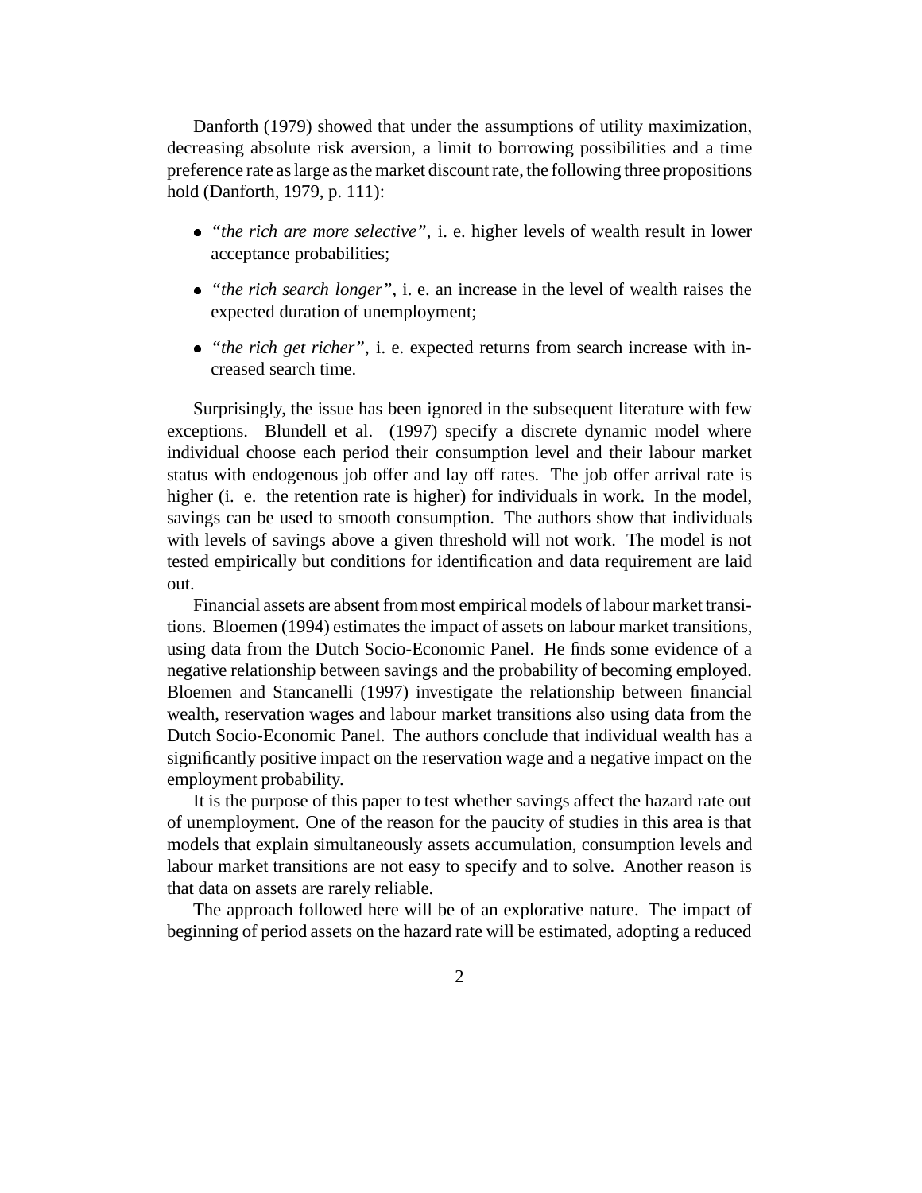Danforth (1979) showed that under the assumptions of utility maximization, decreasing absolute risk aversion, a limit to borrowing possibilities and a time preference rate as large as the market discount rate, the following three propositions hold (Danforth, 1979, p. 111):

- *"the rich are more selective"*, i. e. higher levels of wealth result in lower acceptance probabilities;
- *"the rich search longer"*, i. e. an increase in the level of wealth raises the expected duration of unemployment;
- *"the rich get richer"*, i. e. expected returns from search increase with increased search time.

Surprisingly, the issue has been ignored in the subsequent literature with few exceptions. Blundell et al. (1997) specify a discrete dynamic model where individual choose each period their consumption level and their labour market status with endogenous job offer and lay off rates. The job offer arrival rate is higher (i. e. the retention rate is higher) for individuals in work. In the model, savings can be used to smooth consumption. The authors show that individuals with levels of savings above a given threshold will not work. The model is not tested empirically but conditions for identification and data requirement are laid out.

Financial assets are absent from most empirical models of labour market transitions. Bloemen (1994) estimates the impact of assets on labour market transitions, using data from the Dutch Socio-Economic Panel. He finds some evidence of a negative relationship between savings and the probability of becoming employed. Bloemen and Stancanelli (1997) investigate the relationship between financial wealth, reservation wages and labour market transitions also using data from the Dutch Socio-Economic Panel. The authors conclude that individual wealth has a significantly positive impact on the reservation wage and a negative impact on the employment probability.

It is the purpose of this paper to test whether savings affect the hazard rate out of unemployment. One of the reason for the paucity of studies in this area is that models that explain simultaneously assets accumulation, consumption levels and labour market transitions are not easy to specify and to solve. Another reason is that data on assets are rarely reliable.

The approach followed here will be of an explorative nature. The impact of beginning of period assets on the hazard rate will be estimated, adopting a reduced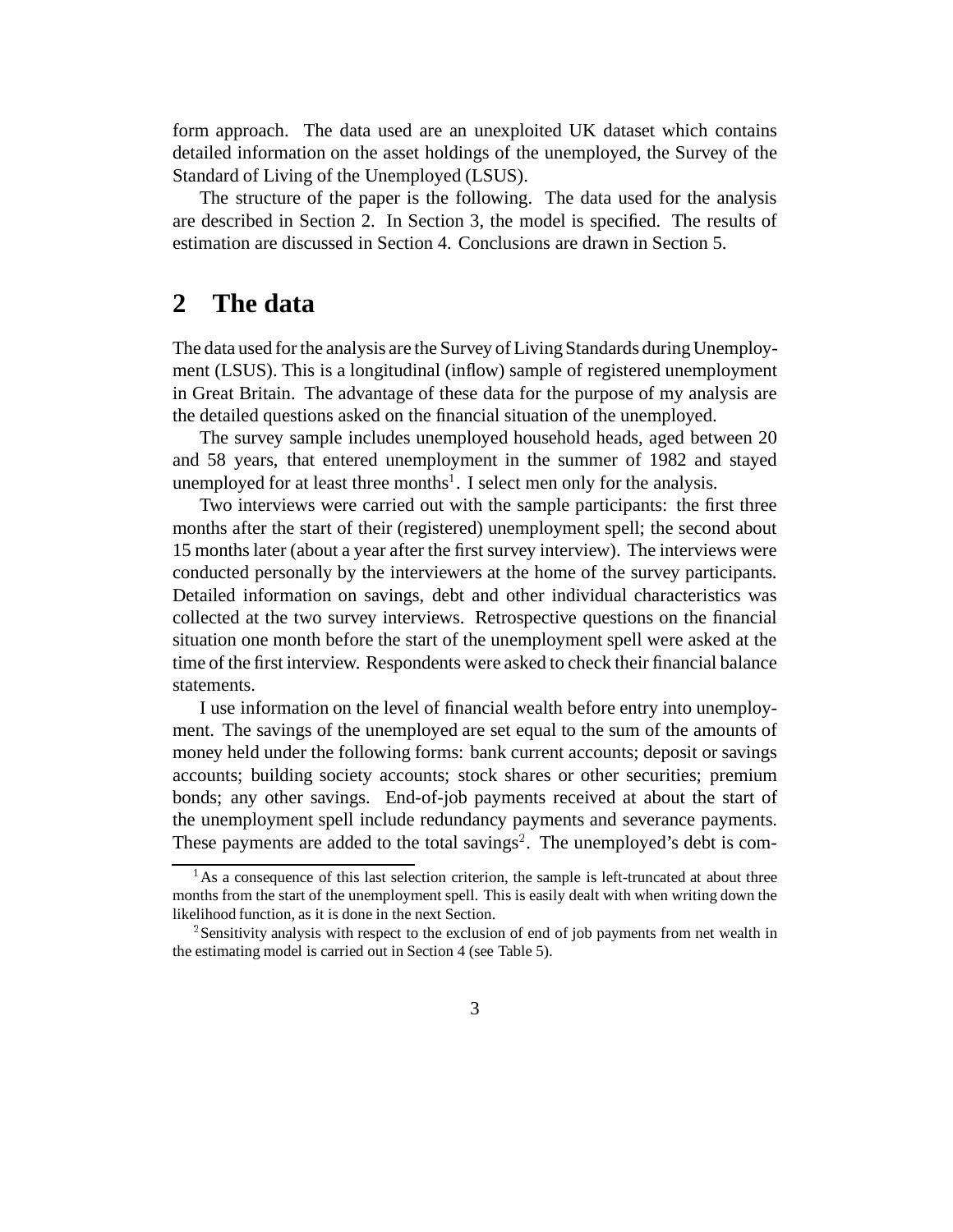form approach. The data used are an unexploited UK dataset which contains detailed information on the asset holdings of the unemployed, the Survey of the Standard of Living of the Unemployed (LSUS).

The structure of the paper is the following. The data used for the analysis are described in Section 2. In Section 3, the model is specified. The results of estimation are discussed in Section 4. Conclusions are drawn in Section 5.

## 2 The data

The data used for the analysis are the Survey of Living Standards during Unemployment (LSUS). This is a longitudinal (inflow) sample of registered unemployment in Great Britain. The advantage of these data for the purpose of my analysis are the detailed questions asked on the financial situation of the unemployed.

The survey sample includes unemployed household heads, aged between 20 and 58 years, that entered unemployment in the summer of 1982 and stayed unemployed for at least three months[1]. I select men only for the analysis.

Two interviews were carried out with the sample participants: the first three months after the start of their (registered) unemployment spell; the second about 15 months later (about a year after the first survey interview). The interviews were conducted personally by the interviewers at the home of the survey participants. Detailed information on savings, debt and other individual characteristics was collected at the two survey interviews. Retrospective questions on the financial situation one month before the start of the unemployment spell were asked at the time of the first interview. Respondents were asked to check their financial balance statements.

I use information on the level of financial wealth before entry into unemployment. The savings of the unemployed are set equal to the sum of the amounts of money held under the following forms: bank current accounts; deposit or savings accounts; building society accounts; stock shares or other securities; premium bonds; any other savings. End-of-job payments received at about the start of the unemployment spell include redundancy payments and severance payments. These payments are added to the total savings[2]. The unemployed's debt is com-

[1] As a consequence of this last selection criterion, the sample is left-truncated at about three months from the start of the unemployment spell. This is easily dealt with when writing down the likelihood function, as it is done in the next Section.

[2] Sensitivity analysis with respect to the exclusion of end of job payments from net wealth in the estimating model is carried out in Section 4 (see Table 5).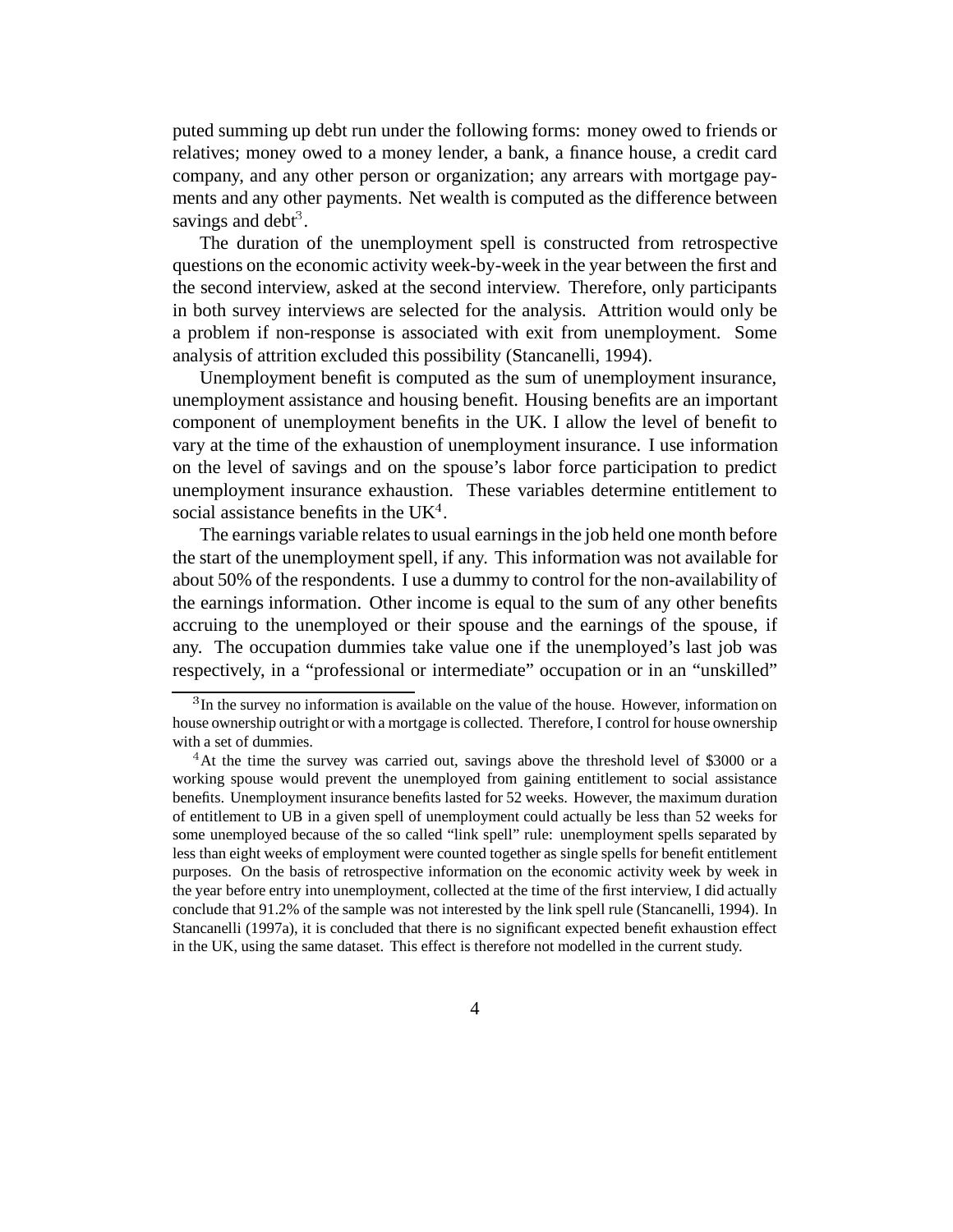puted summing up debt run under the following forms: money owed to friends or relatives; money owed to a money lender, a bank, a finance house, a credit card company, and any other person or organization; any arrears with mortgage payments and any other payments. Net wealth is computed as the difference between savings and debt[3].

The duration of the unemployment spell is constructed from retrospective questions on the economic activity week-by-week in the year between the first and the second interview, asked at the second interview. Therefore, only participants in both survey interviews are selected for the analysis. Attrition would only be a problem if non-response is associated with exit from unemployment. Some analysis of attrition excluded this possibility (Stancanelli, 1994).

Unemployment benefit is computed as the sum of unemployment insurance, unemployment assistance and housing benefit. Housing benefits are an important component of unemployment benefits in the UK. I allow the level of benefit to vary at the time of the exhaustion of unemployment insurance. I use information on the level of savings and on the spouse's labor force participation to predict unemployment insurance exhaustion. These variables determine entitlement to social assistance benefits in the UK[4].

The earnings variable relates to usual earnings in the job held one month before the start of the unemployment spell, if any. This information was not available for about 50% of the respondents. I use a dummy to control for the non-availability of the earnings information. Other income is equal to the sum of any other benefits accruing to the unemployed or their spouse and the earnings of the spouse, if any. The occupation dummies take value one if the unemployed's last job was respectively, in a "professional or intermediate" occupation or in an "unskilled"

[3] In the survey no information is available on the value of the house. However, information on house ownership outright or with a mortgage is collected. Therefore, I control for house ownership with a set of dummies.

[4] At the time the survey was carried out, savings above the threshold level of \$3000 or a working spouse would prevent the unemployed from gaining entitlement to social assistance benefits. Unemployment insurance benefits lasted for 52 weeks. However, the maximum duration of entitlement to UB in a given spell of unemployment could actually be less than 52 weeks for some unemployed because of the so called "link spell" rule: unemployment spells separated by less than eight weeks of employment were counted together as single spells for benefit entitlement purposes. On the basis of retrospective information on the economic activity week by week in the year before entry into unemployment, collected at the time of the first interview, I did actually conclude that 91.2% of the sample was not interested by the link spell rule (Stancanelli, 1994). In Stancanelli (1997a), it is concluded that there is no significant expected benefit exhaustion effect in the UK, using the same dataset. This effect is therefore not modelled in the current study.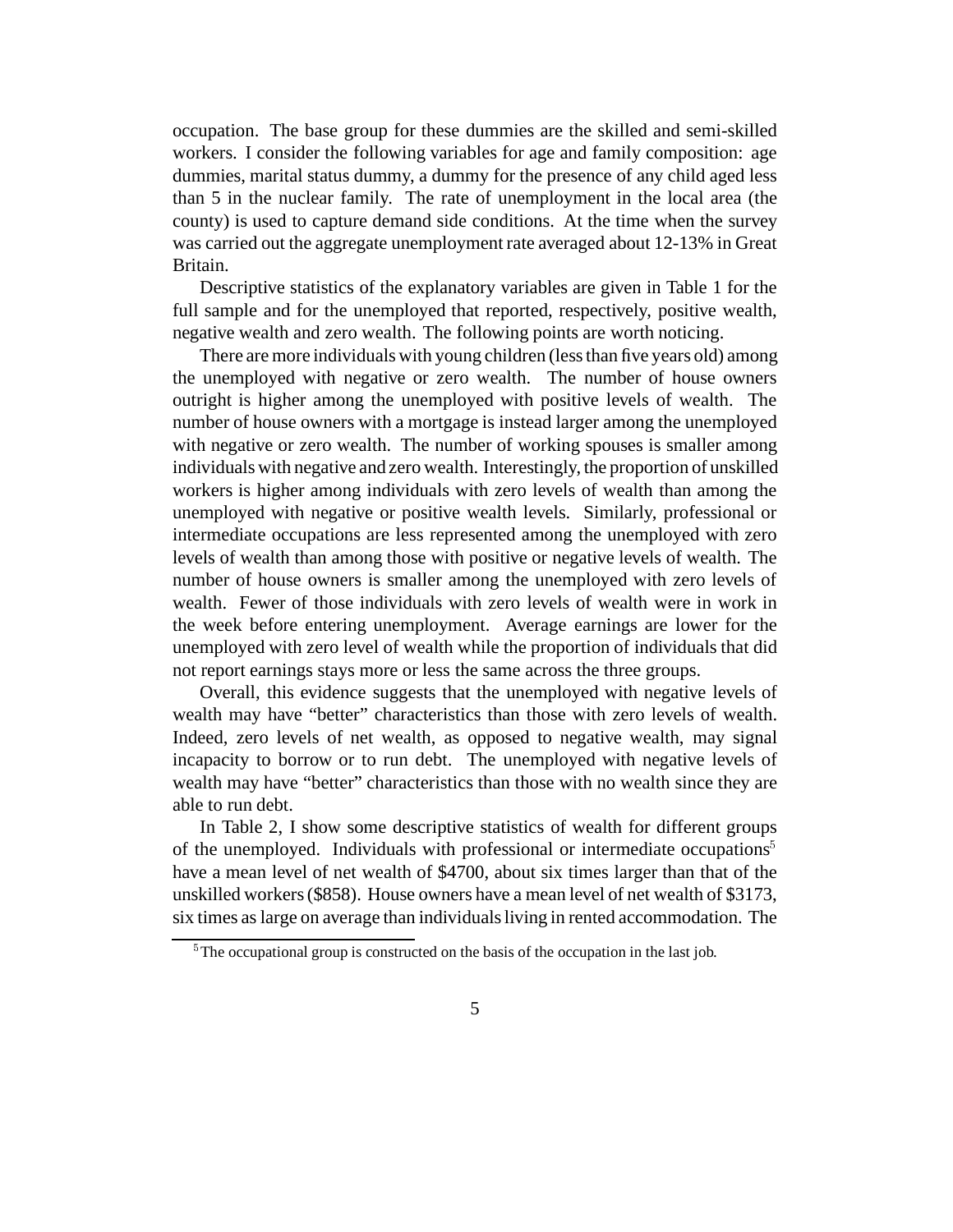occupation. The base group for these dummies are the skilled and semi-skilled workers. I consider the following variables for age and family composition: age dummies, marital status dummy, a dummy for the presence of any child aged less than 5 in the nuclear family. The rate of unemployment in the local area (the county) is used to capture demand side conditions. At the time when the survey was carried out the aggregate unemployment rate averaged about 12-13% in Great Britain.

Descriptive statistics of the explanatory variables are given in Table 1 for the full sample and for the unemployed that reported, respectively, positive wealth, negative wealth and zero wealth. The following points are worth noticing.

There are more individuals with young children (less than five years old) among the unemployed with negative or zero wealth. The number of house owners outright is higher among the unemployed with positive levels of wealth. The number of house owners with a mortgage is instead larger among the unemployed with negative or zero wealth. The number of working spouses is smaller among individuals with negative and zero wealth. Interestingly, the proportion of unskilled workers is higher among individuals with zero levels of wealth than among the unemployed with negative or positive wealth levels. Similarly, professional or intermediate occupations are less represented among the unemployed with zero levels of wealth than among those with positive or negative levels of wealth. The number of house owners is smaller among the unemployed with zero levels of wealth. Fewer of those individuals with zero levels of wealth were in work in the week before entering unemployment. Average earnings are lower for the unemployed with zero level of wealth while the proportion of individuals that did not report earnings stays more or less the same across the three groups.

Overall, this evidence suggests that the unemployed with negative levels of wealth may have "better" characteristics than those with zero levels of wealth. Indeed, zero levels of net wealth, as opposed to negative wealth, may signal incapacity to borrow or to run debt. The unemployed with negative levels of wealth may have "better" characteristics than those with no wealth since they are able to run debt.

In Table 2, I show some descriptive statistics of wealth for different groups of the unemployed. Individuals with professional or intermediate occupations[5] have a mean level of net wealth of \$4700, about six times larger than that of the unskilled workers (\$858). House owners have a mean level of net wealth of \$3173, six times as large on average than individuals living in rented accommodation. The

[5] The occupational group is constructed on the basis of the occupation in the last job.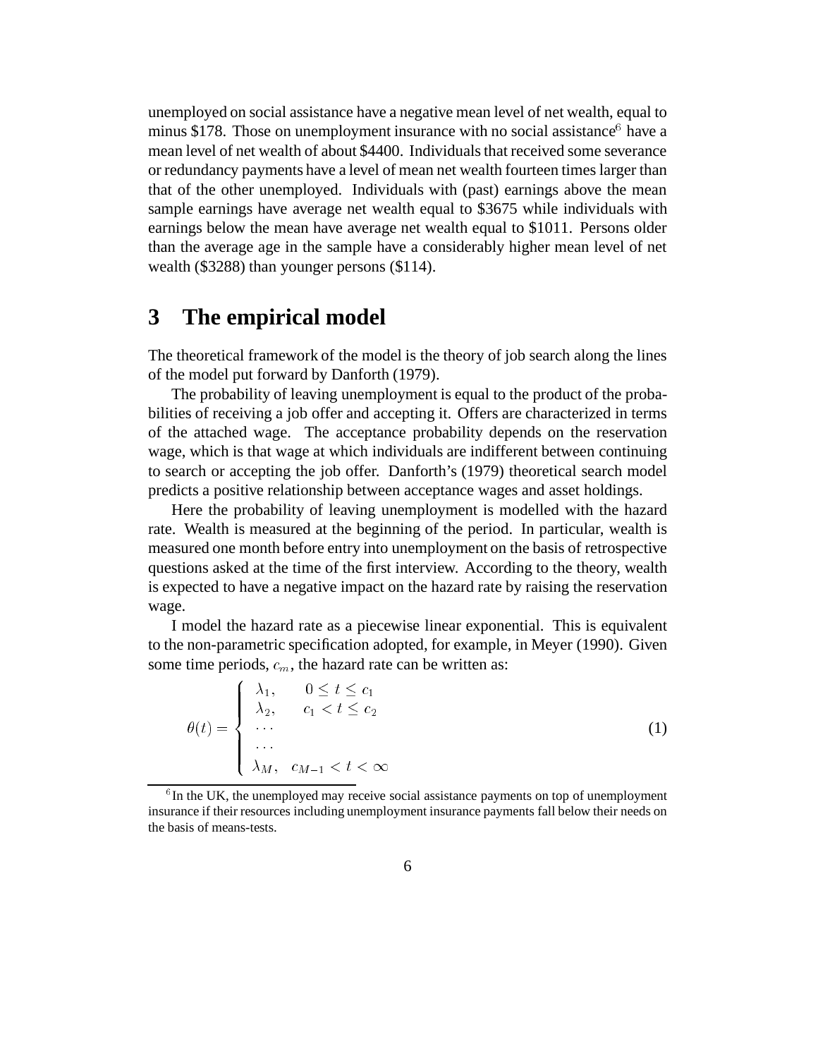unemployed on social assistance have a negative mean level of net wealth, equal to minus \$178. Those on unemployment insurance with no social assistance[6] have a mean level of net wealth of about \$4400. Individuals that received some severance or redundancy payments have a level of mean net wealth fourteen times larger than that of the other unemployed. Individuals with (past) earnings above the mean sample earnings have average net wealth equal to \$3675 while individuals with earnings below the mean have average net wealth equal to \$1011. Persons older than the average age in the sample have a considerably higher mean level of net wealth (\$3288) than younger persons (\$114).

## 3 The empirical model

The theoretical framework of the model is the theory of job search along the lines of the model put forward by Danforth (1979).

The probability of leaving unemployment is equal to the product of the probabilities of receiving a job offer and accepting it. Offers are characterized in terms of the attached wage. The acceptance probability depends on the reservation wage, which is that wage at which individuals are indifferent between continuing to search or accepting the job offer. Danforth's (1979) theoretical search model predicts a positive relationship between acceptance wages and asset holdings.

Here the probability of leaving unemployment is modelled with the hazard rate. Wealth is measured at the beginning of the period. In particular, wealth is measured one month before entry into unemployment on the basis of retrospective questions asked at the time of the first interview. According to the theory, wealth is expected to have a negative impact on the hazard rate by raising the reservation wage.

I model the hazard rate as a piecewise linear exponential. This is equivalent to the non-parametric specification adopted, for example, in Meyer (1990). Given some time periods, $c_m$, the hazard rate can be written as:

$$\theta(t) = \begin{cases} \lambda_1, & 0 \leq t \leq c_1 \\ \lambda_2, & c_1 < t \leq c_2 \\ \cdots & \\ \cdots & \\ \lambda_M, & c_{M-1} < t < \infty \end{cases} \tag{1}$$

[6] In the UK, the unemployed may receive social assistance payments on top of unemployment insurance if their resources including unemployment insurance payments fall below their needs on the basis of means-tests.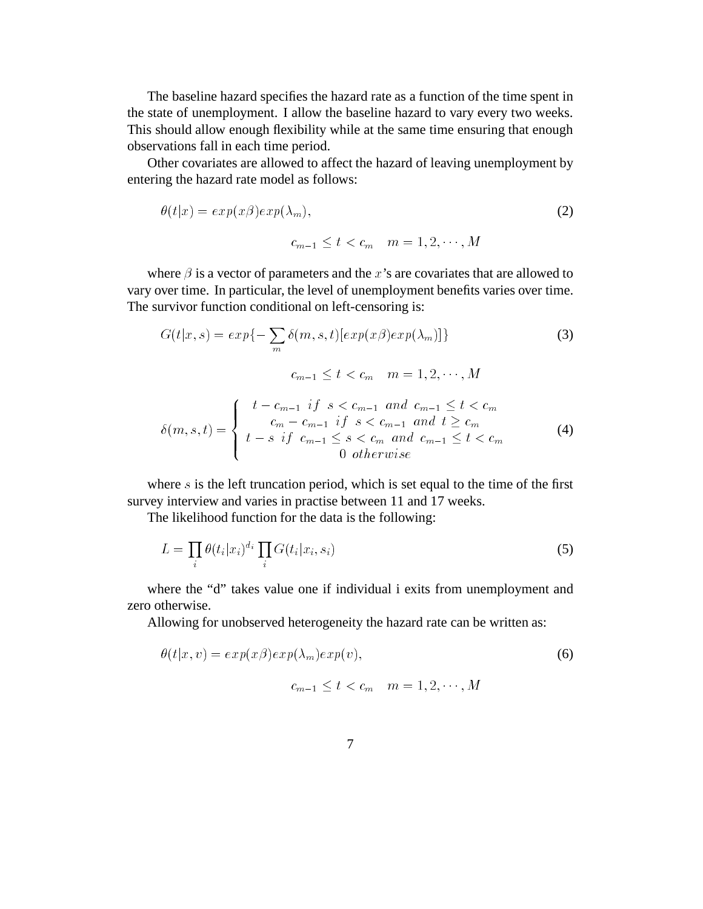The baseline hazard specifies the hazard rate as a function of the time spent in the state of unemployment. I allow the baseline hazard to vary every two weeks. This should allow enough flexibility while at the same time ensuring that enough observations fall in each time period.

Other covariates are allowed to affect the hazard of leaving unemployment by entering the hazard rate model as follows:

$$\theta(t|x) = exp(x\beta)exp(\lambda_m), \tag{2}$$

$$c_{m-1} \leq t < c_m \quad m = 1, 2, \cdots, M$$

where $\beta$ is a vector of parameters and the $x$'s are covariates that are allowed to vary over time. In particular, the level of unemployment benefits varies over time. The survivor function conditional on left-censoring is:

$$G(t|x,s) = exp\{-\sum_m \delta(m,s,t)[exp(x\beta)exp(\lambda_m)]\} \tag{3}$$

$$c_{m-1} \leq t < c_m \quad m = 1, 2, \cdots, M$$

$$\delta(m,s,t) = \begin{cases} t - c_{m-1} \;\; if \;\; s < c_{m-1} \;\; and \;\; c_{m-1} \leq t < c_m \\ c_m - c_{m-1} \;\; if \;\; s < c_{m-1} \;\; and \;\; t \geq c_m \\ t - s \;\; if \;\; c_{m-1} \leq s < c_m \;\; and \;\; c_{m-1} \leq t < c_m \\ 0 \;\; otherwise \end{cases} \tag{4}$$

where $s$ is the left truncation period, which is set equal to the time of the first survey interview and varies in practise between 11 and 17 weeks.

The likelihood function for the data is the following:

$$L = \prod_i \theta(t_i|x_i)^{d_i} \prod_i G(t_i|x_i, s_i) \tag{5}$$

where the "d" takes value one if individual i exits from unemployment and zero otherwise.

Allowing for unobserved heterogeneity the hazard rate can be written as:

$$\theta(t|x,v) = exp(x\beta)exp(\lambda_m)exp(v), \tag{6}$$

$$c_{m-1} \leq t < c_m \quad m = 1, 2, \cdots, M$$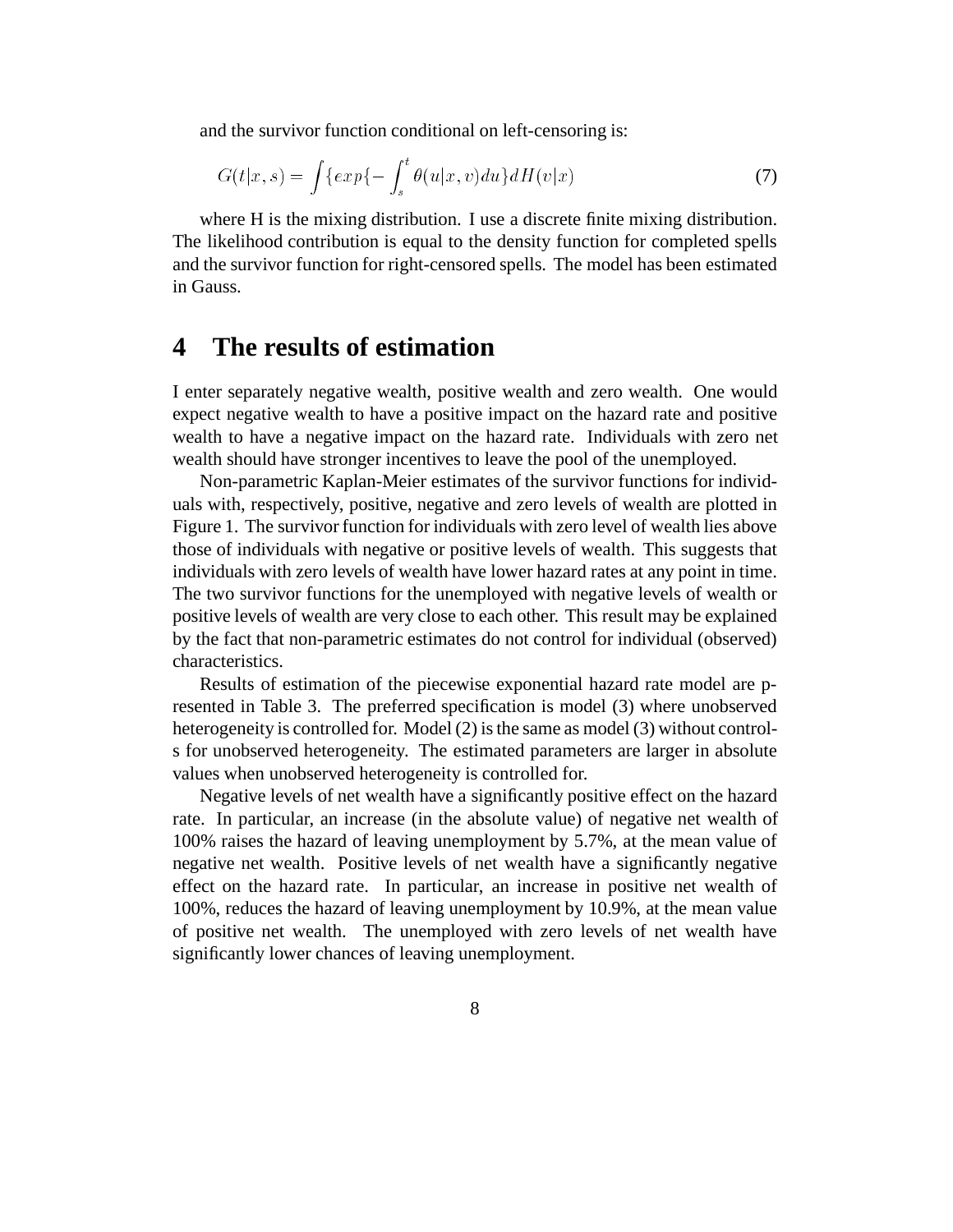and the survivor function conditional on left-censoring is:

$$G(t|x, s) = \int \{exp\{- \int_{s}^{t} \theta(u|x, v)du\} dH(v|x) \tag{7}$$

where H is the mixing distribution. I use a discrete finite mixing distribution. The likelihood contribution is equal to the density function for completed spells and the survivor function for right-censored spells. The model has been estimated in Gauss.

# 4 The results of estimation

I enter separately negative wealth, positive wealth and zero wealth. One would expect negative wealth to have a positive impact on the hazard rate and positive wealth to have a negative impact on the hazard rate. Individuals with zero net wealth should have stronger incentives to leave the pool of the unemployed.

Non-parametric Kaplan-Meier estimates of the survivor functions for individuals with, respectively, positive, negative and zero levels of wealth are plotted in Figure 1. The survivor function for individuals with zero level of wealth lies above those of individuals with negative or positive levels of wealth. This suggests that individuals with zero levels of wealth have lower hazard rates at any point in time. The two survivor functions for the unemployed with negative levels of wealth or positive levels of wealth are very close to each other. This result may be explained by the fact that non-parametric estimates do not control for individual (observed) characteristics.

Results of estimation of the piecewise exponential hazard rate model are presented in Table 3. The preferred specification is model (3) where unobserved heterogeneity is controlled for. Model (2) is the same as model (3) without controls for unobserved heterogeneity. The estimated parameters are larger in absolute values when unobserved heterogeneity is controlled for.

Negative levels of net wealth have a significantly positive effect on the hazard rate. In particular, an increase (in the absolute value) of negative net wealth of 100% raises the hazard of leaving unemployment by 5.7%, at the mean value of negative net wealth. Positive levels of net wealth have a significantly negative effect on the hazard rate. In particular, an increase in positive net wealth of 100%, reduces the hazard of leaving unemployment by 10.9%, at the mean value of positive net wealth. The unemployed with zero levels of net wealth have significantly lower chances of leaving unemployment.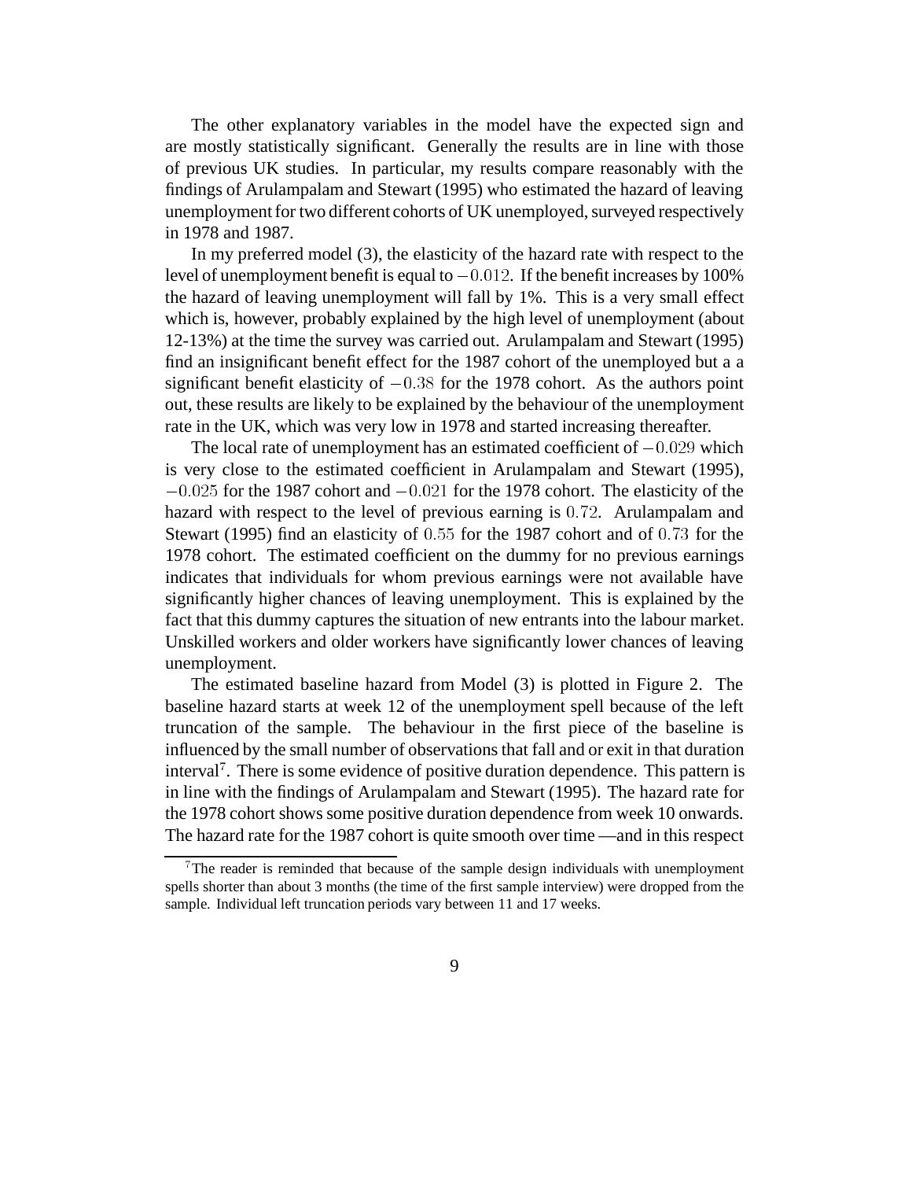The other explanatory variables in the model have the expected sign and are mostly statistically significant. Generally the results are in line with those of previous UK studies. In particular, my results compare reasonably with the findings of Arulampalam and Stewart (1995) who estimated the hazard of leaving unemployment for two different cohorts of UK unemployed, surveyed respectively in 1978 and 1987.

In my preferred model (3), the elasticity of the hazard rate with respect to the level of unemployment benefit is equal to $-0.012$. If the benefit increases by 100% the hazard of leaving unemployment will fall by 1%. This is a very small effect which is, however, probably explained by the high level of unemployment (about 12-13%) at the time the survey was carried out. Arulampalam and Stewart (1995) find an insignificant benefit effect for the 1987 cohort of the unemployed but a a significant benefit elasticity of $-0.38$ for the 1978 cohort. As the authors point out, these results are likely to be explained by the behaviour of the unemployment rate in the UK, which was very low in 1978 and started increasing thereafter.

The local rate of unemployment has an estimated coefficient of $-0.029$ which is very close to the estimated coefficient in Arulampalam and Stewart (1995), $-0.025$ for the 1987 cohort and $-0.021$ for the 1978 cohort. The elasticity of the hazard with respect to the level of previous earning is $0.72$. Arulampalam and Stewart (1995) find an elasticity of $0.55$ for the 1987 cohort and of $0.73$ for the 1978 cohort. The estimated coefficient on the dummy for no previous earnings indicates that individuals for whom previous earnings were not available have significantly higher chances of leaving unemployment. This is explained by the fact that this dummy captures the situation of new entrants into the labour market. Unskilled workers and older workers have significantly lower chances of leaving unemployment.

The estimated baseline hazard from Model (3) is plotted in Figure 2. The baseline hazard starts at week 12 of the unemployment spell because of the left truncation of the sample. The behaviour in the first piece of the baseline is influenced by the small number of observations that fall and or exit in that duration interval[7]. There is some evidence of positive duration dependence. This pattern is in line with the findings of Arulampalam and Stewart (1995). The hazard rate for the 1978 cohort shows some positive duration dependence from week 10 onwards. The hazard rate for the 1987 cohort is quite smooth over time —and in this respect

[7]The reader is reminded that because of the sample design individuals with unemployment spells shorter than about 3 months (the time of the first sample interview) were dropped from the sample. Individual left truncation periods vary between 11 and 17 weeks.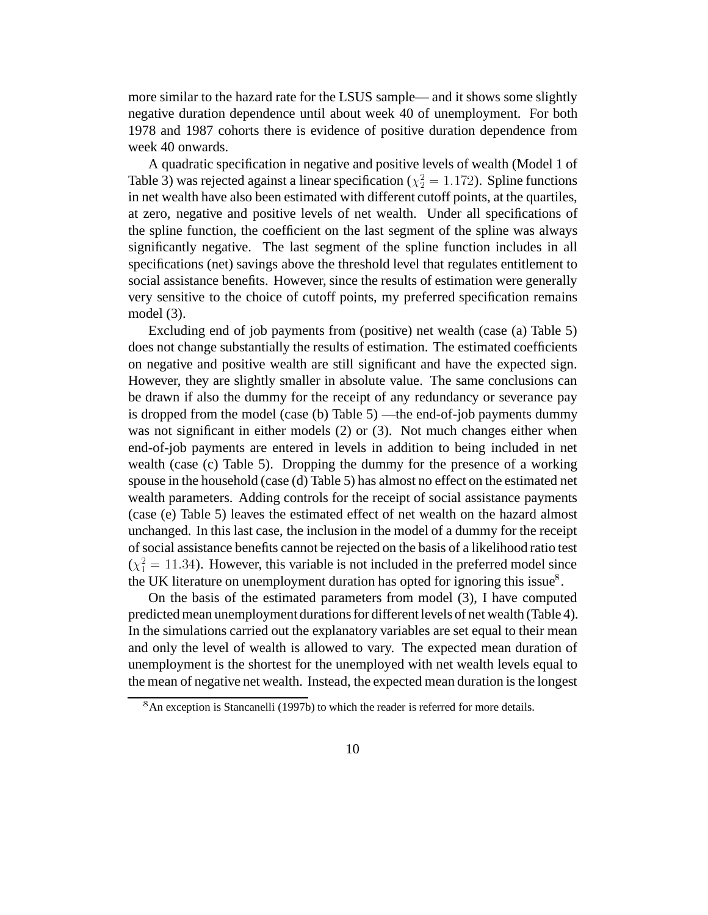more similar to the hazard rate for the LSUS sample— and it shows some slightly negative duration dependence until about week 40 of unemployment. For both 1978 and 1987 cohorts there is evidence of positive duration dependence from week 40 onwards.

A quadratic specification in negative and positive levels of wealth (Model 1 of Table 3) was rejected against a linear specification ($\chi^2_2 = 1.172$). Spline functions in net wealth have also been estimated with different cutoff points, at the quartiles, at zero, negative and positive levels of net wealth. Under all specifications of the spline function, the coefficient on the last segment of the spline was always significantly negative. The last segment of the spline function includes in all specifications (net) savings above the threshold level that regulates entitlement to social assistance benefits. However, since the results of estimation were generally very sensitive to the choice of cutoff points, my preferred specification remains model (3).

Excluding end of job payments from (positive) net wealth (case (a) Table 5) does not change substantially the results of estimation. The estimated coefficients on negative and positive wealth are still significant and have the expected sign. However, they are slightly smaller in absolute value. The same conclusions can be drawn if also the dummy for the receipt of any redundancy or severance pay is dropped from the model (case (b) Table 5) —the end-of-job payments dummy was not significant in either models (2) or (3). Not much changes either when end-of-job payments are entered in levels in addition to being included in net wealth (case (c) Table 5). Dropping the dummy for the presence of a working spouse in the household (case (d) Table 5) has almost no effect on the estimated net wealth parameters. Adding controls for the receipt of social assistance payments (case (e) Table 5) leaves the estimated effect of net wealth on the hazard almost unchanged. In this last case, the inclusion in the model of a dummy for the receipt of social assistance benefits cannot be rejected on the basis of a likelihood ratio test ($\chi^2_1 = 11.34$). However, this variable is not included in the preferred model since the UK literature on unemployment duration has opted for ignoring this issue[8].

On the basis of the estimated parameters from model (3), I have computed predicted mean unemployment durations for different levels of net wealth (Table 4). In the simulations carried out the explanatory variables are set equal to their mean and only the level of wealth is allowed to vary. The expected mean duration of unemployment is the shortest for the unemployed with net wealth levels equal to the mean of negative net wealth. Instead, the expected mean duration is the longest

[8] An exception is Stancanelli (1997b) to which the reader is referred for more details.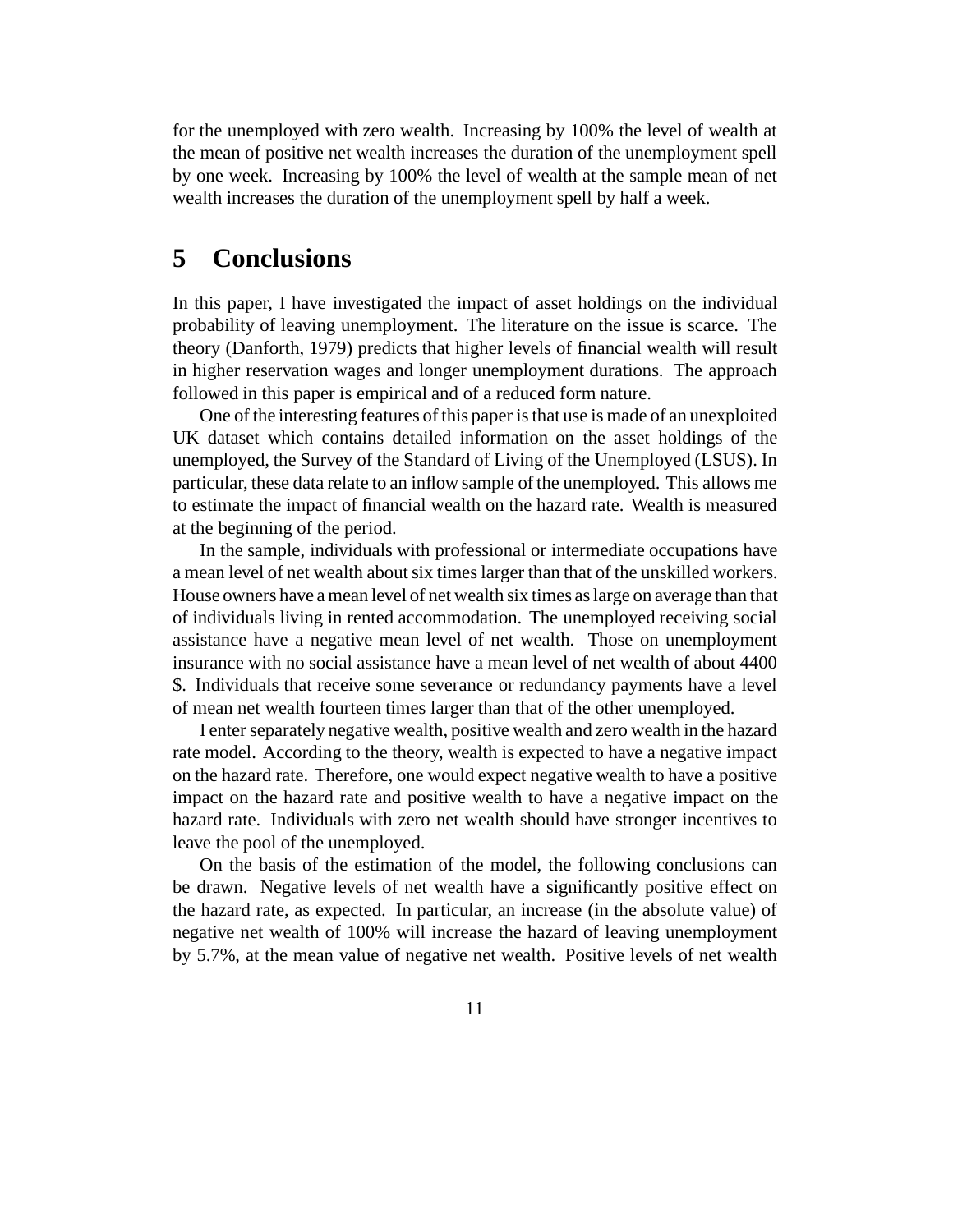for the unemployed with zero wealth. Increasing by 100% the level of wealth at the mean of positive net wealth increases the duration of the unemployment spell by one week. Increasing by 100% the level of wealth at the sample mean of net wealth increases the duration of the unemployment spell by half a week.

## 5 Conclusions

In this paper, I have investigated the impact of asset holdings on the individual probability of leaving unemployment. The literature on the issue is scarce. The theory (Danforth, 1979) predicts that higher levels of financial wealth will result in higher reservation wages and longer unemployment durations. The approach followed in this paper is empirical and of a reduced form nature.

One of the interesting features of this paper is that use is made of an unexploited UK dataset which contains detailed information on the asset holdings of the unemployed, the Survey of the Standard of Living of the Unemployed (LSUS). In particular, these data relate to an inflow sample of the unemployed. This allows me to estimate the impact of financial wealth on the hazard rate. Wealth is measured at the beginning of the period.

In the sample, individuals with professional or intermediate occupations have a mean level of net wealth about six times larger than that of the unskilled workers. House owners have a mean level of net wealth six times as large on average than that of individuals living in rented accommodation. The unemployed receiving social assistance have a negative mean level of net wealth. Those on unemployment insurance with no social assistance have a mean level of net wealth of about 4400 $. Individuals that receive some severance or redundancy payments have a level of mean net wealth fourteen times larger than that of the other unemployed.

I enter separately negative wealth, positive wealth and zero wealth in the hazard rate model. According to the theory, wealth is expected to have a negative impact on the hazard rate. Therefore, one would expect negative wealth to have a positive impact on the hazard rate and positive wealth to have a negative impact on the hazard rate. Individuals with zero net wealth should have stronger incentives to leave the pool of the unemployed.

On the basis of the estimation of the model, the following conclusions can be drawn. Negative levels of net wealth have a significantly positive effect on the hazard rate, as expected. In particular, an increase (in the absolute value) of negative net wealth of 100% will increase the hazard of leaving unemployment by 5.7%, at the mean value of negative net wealth. Positive levels of net wealth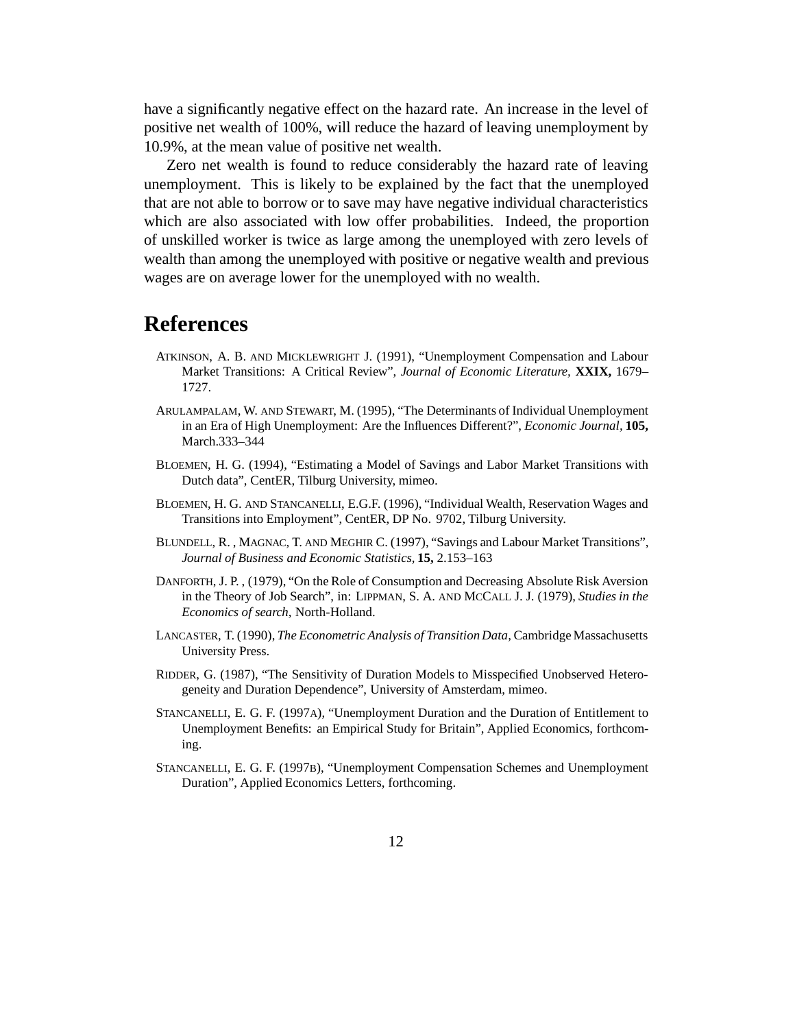have a significantly negative effect on the hazard rate. An increase in the level of positive net wealth of 100%, will reduce the hazard of leaving unemployment by 10.9%, at the mean value of positive net wealth.

Zero net wealth is found to reduce considerably the hazard rate of leaving unemployment. This is likely to be explained by the fact that the unemployed that are not able to borrow or to save may have negative individual characteristics which are also associated with low offer probabilities. Indeed, the proportion of unskilled worker is twice as large among the unemployed with zero levels of wealth than among the unemployed with positive or negative wealth and previous wages are on average lower for the unemployed with no wealth.

# References

ATKINSON, A. B. AND MICKLEWRIGHT J. (1991), "Unemployment Compensation and Labour Market Transitions: A Critical Review", *Journal of Economic Literature,* **XXIX,** 1679–1727.

ARULAMPALAM, W. AND STEWART, M. (1995), "The Determinants of Individual Unemployment in an Era of High Unemployment: Are the Influences Different?", *Economic Journal,* **105,** March.333–344

BLOEMEN, H. G. (1994), "Estimating a Model of Savings and Labor Market Transitions with Dutch data", CentER, Tilburg University, mimeo.

BLOEMEN, H. G. AND STANCANELLI, E.G.F. (1996), "Individual Wealth, Reservation Wages and Transitions into Employment", CentER, DP No. 9702, Tilburg University.

BLUNDELL, R. , MAGNAC, T. AND MEGHIR C. (1997), "Savings and Labour Market Transitions", *Journal of Business and Economic Statistics,* **15,** 2.153–163

DANFORTH, J. P. , (1979), "On the Role of Consumption and Decreasing Absolute Risk Aversion in the Theory of Job Search", in: LIPPMAN, S. A. AND MCCALL J. J. (1979), *Studies in the Economics of search,* North-Holland.

LANCASTER, T. (1990), *The Econometric Analysis of Transition Data,* Cambridge Massachusetts University Press.

RIDDER, G. (1987), "The Sensitivity of Duration Models to Misspecified Unobserved Heterogeneity and Duration Dependence", University of Amsterdam, mimeo.

STANCANELLI, E. G. F. (1997A), "Unemployment Duration and the Duration of Entitlement to Unemployment Benefits: an Empirical Study for Britain", Applied Economics, forthcoming.

STANCANELLI, E. G. F. (1997B), "Unemployment Compensation Schemes and Unemployment Duration", Applied Economics Letters, forthcoming.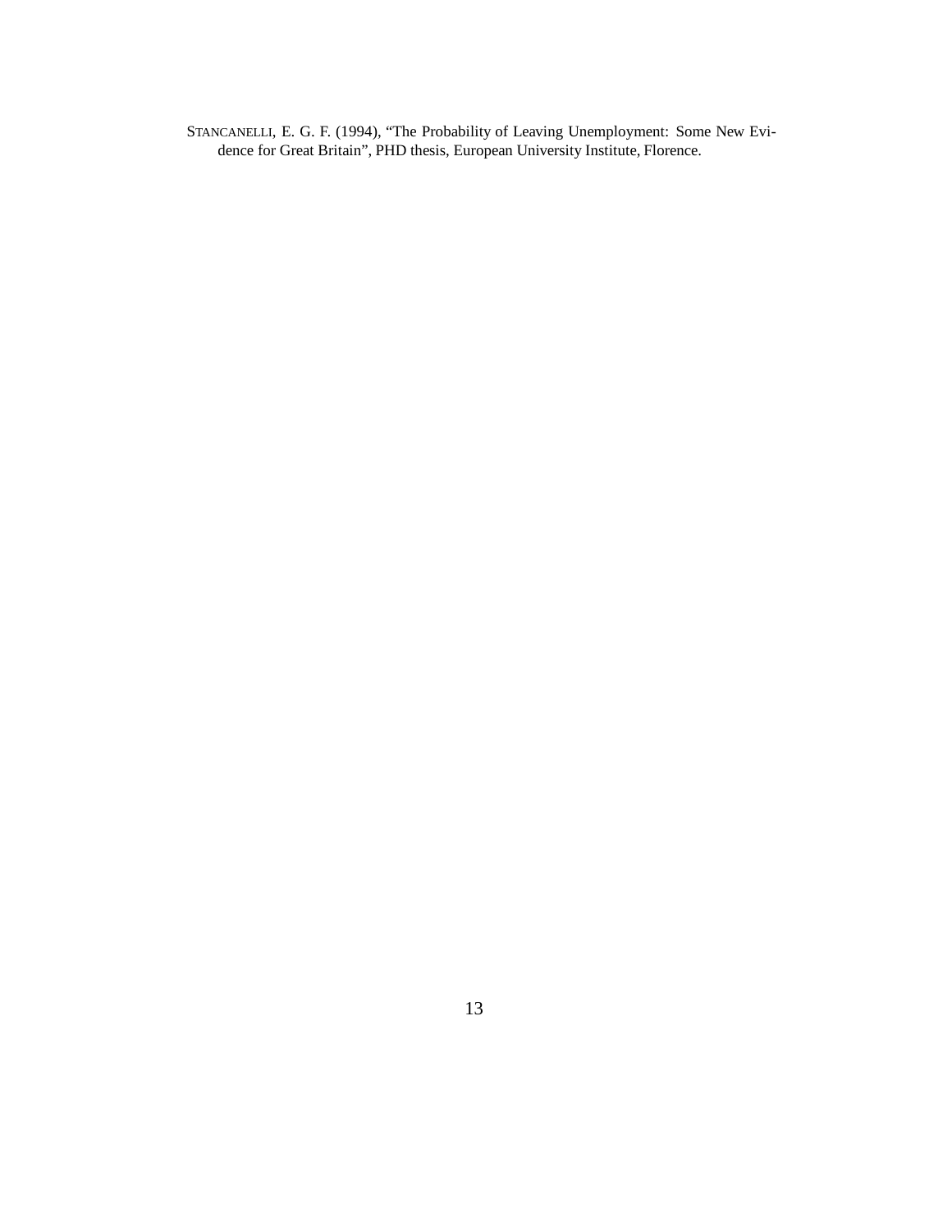STANCANELLI, E. G. F. (1994), "The Probability of Leaving Unemployment: Some New Evidence for Great Britain", PHD thesis, European University Institute, Florence.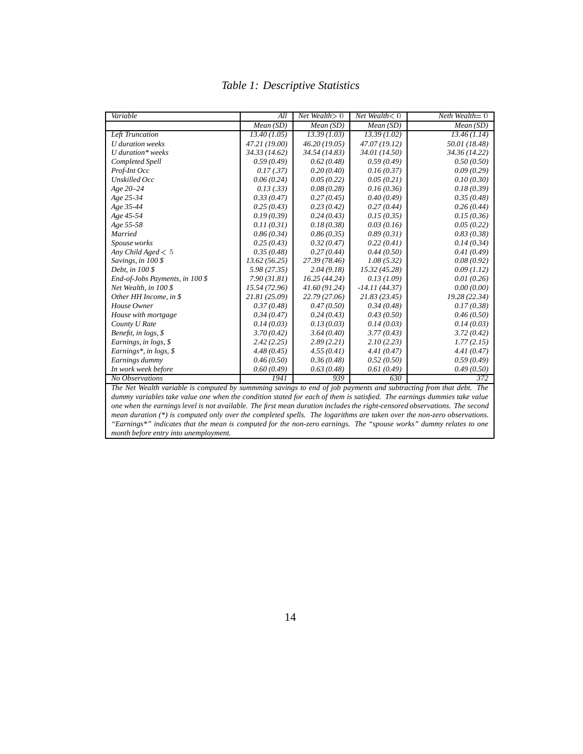*Table 1: Descriptive Statistics*

| *Variable* | *All* | *Net Wealth* $> 0$ | *Net Wealth* $< 0$ | *Neth Wealth* $= 0$ |
|---|---|---|---|---|
| | *Mean (SD)* | *Mean (SD)* | *Mean (SD)* | *Mean (SD)* |
| *Left Truncation* | *13.40 (1.05)* | *13.39 (1.03)* | *13.39 (1.02)* | *13.46 (1.14)* |
| *U duration weeks* | *47.21 (19.00)* | *46.20 (19.05)* | *47.07 (19.12)* | *50.01 (18.48)* |
| *U duration\* weeks* | *34.33 (14.62)* | *34.54 (14.83)* | *34.01 (14.50)* | *34.36 (14.22)* |
| *Completed Spell* | *0.59 (0.49)* | *0.62 (0.48)* | *0.59 (0.49)* | *0.50 (0.50)* |
| *Prof-Int Occ* | *0.17 (.37)* | *0.20 (0.40)* | *0.16 (0.37)* | *0.09 (0.29)* |
| *Unskilled Occ* | *0.06 (0.24)* | *0.05 (0.22)* | *0.05 (0.21)* | *0.10 (0.30)* |
| *Age 20–24* | *0.13 (.33)* | *0.08 (0.28)* | *0.16 (0.36)* | *0.18 (0.39)* |
| *Age 25-34* | *0.33 (0.47)* | *0.27 (0.45)* | *0.40 (0.49)* | *0.35 (0.48)* |
| *Age 35-44* | *0.25 (0.43)* | *0.23 (0.42)* | *0.27 (0.44)* | *0.26 (0.44)* |
| *Age 45-54* | *0.19 (0.39)* | *0.24 (0.43)* | *0.15 (0.35)* | *0.15 (0.36)* |
| *Age 55-58* | *0.11 (0.31)* | *0.18 (0.38)* | *0.03 (0.16)* | *0.05 (0.22)* |
| *Married* | *0.86 (0.34)* | *0.86 (0.35)* | *0.89 (0.31)* | *0.83 (0.38)* |
| *Spouse works* | *0.25 (0.43)* | *0.32 (0.47)* | *0.22 (0.41)* | *0.14 (0.34)* |
| *Any Child Aged* $< 5$ | *0.35 (0.48)* | *0.27 (0.44)* | *0.44 (0.50)* | *0.41 (0.49)* |
| *Savings, in 100 $* | *13.62 (56.25)* | *27.39 (78.46)* | *1.08 (5.32)* | *0.08 (0.92)* |
| *Debt, in 100 $* | *5.98 (27.35)* | *2.04 (9.18)* | *15.32 (45.28)* | *0.09 (1.12)* |
| *End-of-Jobs Payments, in 100 $* | *7.90 (31.81)* | *16.25 (44.24)* | *0.13 (1.09)* | *0.01 (0.26)* |
| *Net Wealth, in 100 $* | *15.54 (72.96)* | *41.60 (91.24)* | *-14.11 (44.37)* | *0.00 (0.00)* |
| *Other HH Income, in $* | *21.81 (25.09)* | *22.79 (27.06)* | *21.83 (23.45)* | *19.28 (22.34)* |
| *House Owner* | *0.37 (0.48)* | *0.47 (0.50)* | *0.34 (0.48)* | *0.17 (0.38)* |
| *House with mortgage* | *0.34 (0.47)* | *0.24 (0.43)* | *0.43 (0.50)* | *0.46 (0.50)* |
| *County U Rate* | *0.14 (0.03)* | *0.13 (0.03)* | *0.14 (0.03)* | *0.14 (0.03)* |
| *Benefit, in logs, $* | *3.70 (0.42)* | *3.64 (0.40)* | *3.77 (0.43)* | *3.72 (0.42)* |
| *Earnings, in logs, $* | *2.42 (2.25)* | *2.89 (2.21)* | *2.10 (2.23)* | *1.77 (2.15)* |
| *Earnings\*, in logs, $* | *4.48 (0.45)* | *4.55 (0.41)* | *4.41 (0.47)* | *4.41 (0.47)* |
| *Earnings dummy* | *0.46 (0.50)* | *0.36 (0.48)* | *0.52 (0.50)* | *0.59 (0.49)* |
| *In work week before* | *0.60 (0.49)* | *0.63 (0.48)* | *0.61 (0.49)* | *0.49 (0.50)* |
| *No Observations* | *1941* | *939* | *630* | *372* |

*The Net Wealth variable is computed by summming savings to end of job payments and subtracting from that debt. The dummy variables take value one when the condition stated for each of them is satisfied. The earnings dummies take value one when the earnings level is not available. The first mean duration includes the right-censored observations. The second mean duration (\*) is computed only over the completed spells. The logarithms are taken over the non-zero observations. "Earnings\*" indicates that the mean is computed for the non-zero earnings. The "spouse works" dummy relates to one month before entry into unemployment.*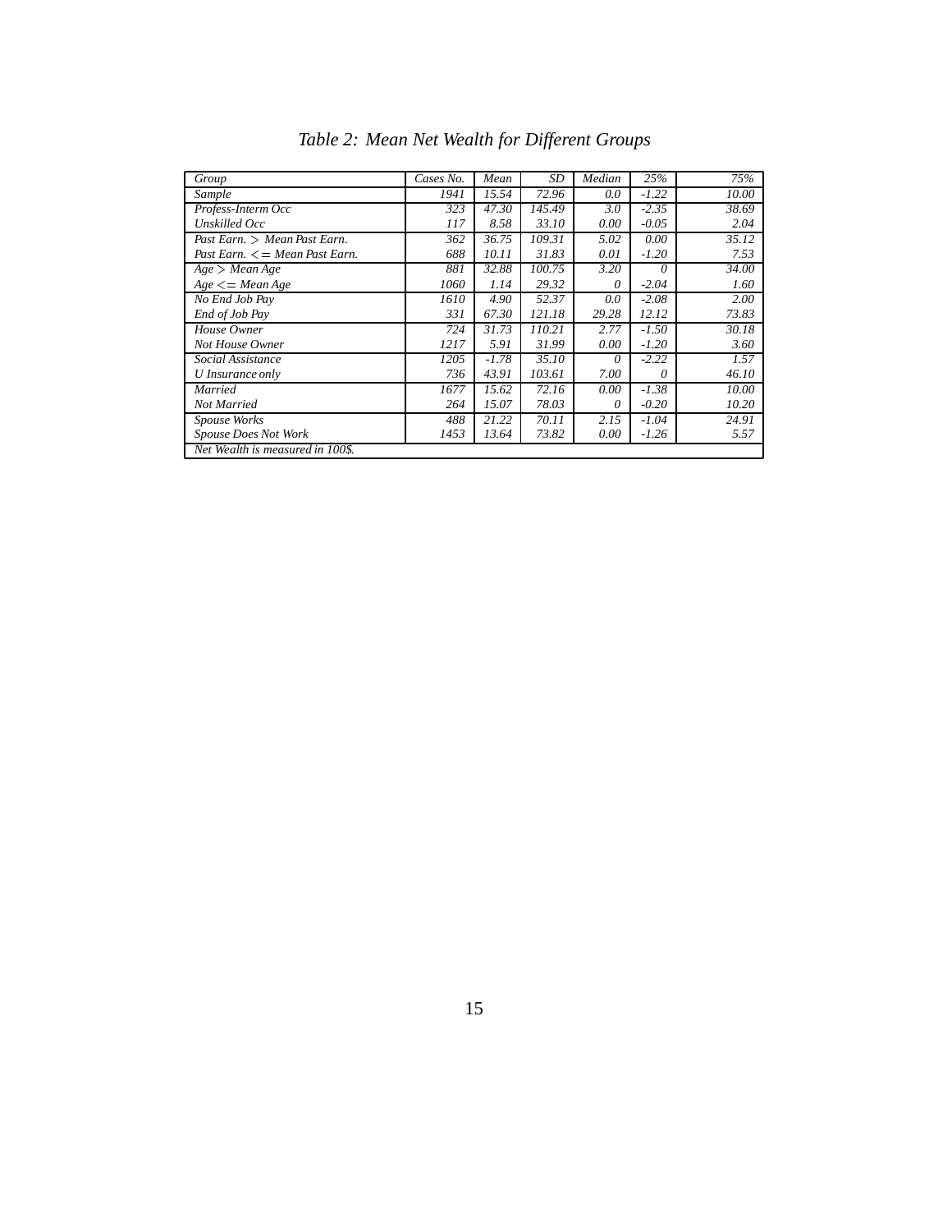*Table 2: Mean Net Wealth for Different Groups*

| Group | Cases No. | Mean | SD | Median | 25% | 75% |
|---|---|---|---|---|---|---|
| Sample | 1941 | 15.54 | 72.96 | 0.0 | -1.22 | 10.00 |
| Profess-Interm Occ | 323 | 47.30 | 145.49 | 3.0 | -2.35 | 38.69 |
| Unskilled Occ | 117 | 8.58 | 33.10 | 0.00 | -0.05 | 2.04 |
| Past Earn. > Mean Past Earn. | 362 | 36.75 | 109.31 | 5.02 | 0.00 | 35.12 |
| Past Earn. <= Mean Past Earn. | 688 | 10.11 | 31.83 | 0.01 | -1.20 | 7.53 |
| Age > Mean Age | 881 | 32.88 | 100.75 | 3.20 | 0 | 34.00 |
| Age <= Mean Age | 1060 | 1.14 | 29.32 | 0 | -2.04 | 1.60 |
| No End Job Pay | 1610 | 4.90 | 52.37 | 0.0 | -2.08 | 2.00 |
| End of Job Pay | 331 | 67.30 | 121.18 | 29.28 | 12.12 | 73.83 |
| House Owner | 724 | 31.73 | 110.21 | 2.77 | -1.50 | 30.18 |
| Not House Owner | 1217 | 5.91 | 31.99 | 0.00 | -1.20 | 3.60 |
| Social Assistance | 1205 | -1.78 | 35.10 | 0 | -2.22 | 1.57 |
| U Insurance only | 736 | 43.91 | 103.61 | 7.00 | 0 | 46.10 |
| Married | 1677 | 15.62 | 72.16 | 0.00 | -1.38 | 10.00 |
| Not Married | 264 | 15.07 | 78.03 | 0 | -0.20 | 10.20 |
| Spouse Works | 488 | 21.22 | 70.11 | 2.15 | -1.04 | 24.91 |
| Spouse Does Not Work | 1453 | 13.64 | 73.82 | 0.00 | -1.26 | 5.57 |
| Net Wealth is measured in 100$. | | | | | | |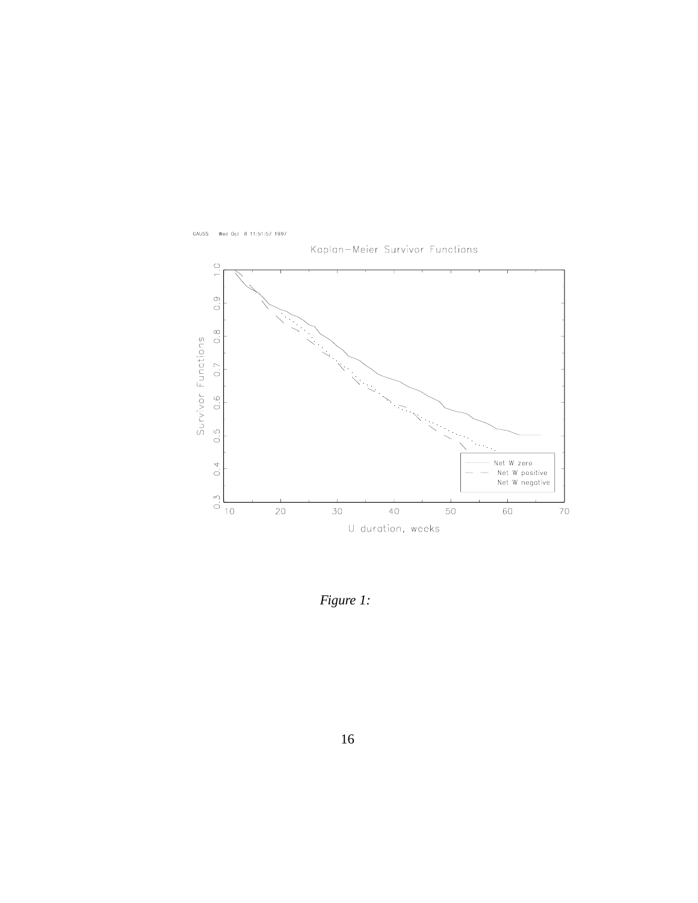GAUSS Wed Oct 8 11:51:57 1997

Kaplan–Meier Survivor Functions

Survivor Functions

U duration, weeks

Net W zero
Net W positive
Net W negative

*Figure 1:*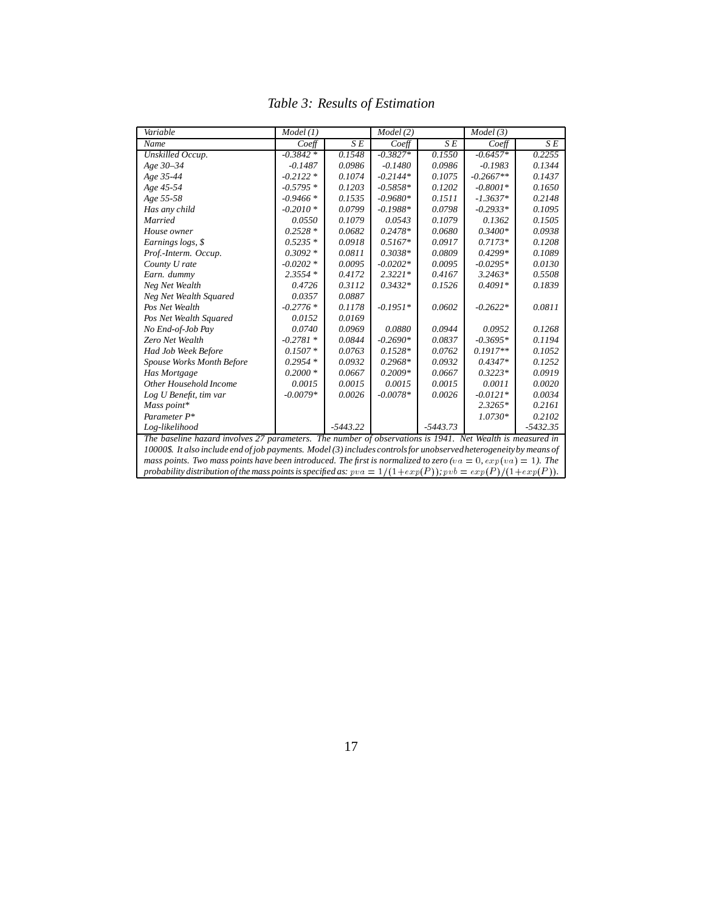# *Table 3: Results of Estimation*

| *Variable* | *Model (1)* | | *Model (2)* | | *Model (3)* | |
|---|---|---|---|---|---|---|
| *Name* | *Coeff* | *S E* | *Coeff* | *S E* | *Coeff* | *S E* |
| *Unskilled Occup.* | *-0.3842 ** | *0.1548* | *-0.3827** | *0.1550* | *-0.6457** | *0.2255* |
| *Age 30–34* | *-0.1487* | *0.0986* | *-0.1480* | *0.0986* | *-0.1983* | *0.1344* |
| *Age 35-44* | *-0.2122 ** | *0.1074* | *-0.2144** | *0.1075* | *-0.2667*** | *0.1437* |
| *Age 45-54* | *-0.5795 ** | *0.1203* | *-0.5858** | *0.1202* | *-0.8001** | *0.1650* |
| *Age 55-58* | *-0.9466 ** | *0.1535* | *-0.9680** | *0.1511* | *-1.3637** | *0.2148* |
| *Has any child* | *-0.2010 ** | *0.0799* | *-0.1988** | *0.0798* | *-0.2933** | *0.1095* |
| *Married* | *0.0550* | *0.1079* | *0.0543* | *0.1079* | *0.1362* | *0.1505* |
| *House owner* | *0.2528 ** | *0.0682* | *0.2478** | *0.0680* | *0.3400** | *0.0938* |
| *Earnings logs, $* | *0.5235 ** | *0.0918* | *0.5167** | *0.0917* | *0.7173** | *0.1208* |
| *Prof.-Interm. Occup.* | *0.3092 ** | *0.0811* | *0.3038** | *0.0809* | *0.4299** | *0.1089* |
| *County U rate* | *-0.0202 ** | *0.0095* | *-0.0202** | *0.0095* | *-0.0295** | *0.0130* |
| *Earn. dummy* | *2.3554 ** | *0.4172* | *2.3221** | *0.4167* | *3.2463** | *0.5508* |
| *Neg Net Wealth* | *0.4726* | *0.3112* | *0.3432** | *0.1526* | *0.4091** | *0.1839* |
| *Neg Net Wealth Squared* | *0.0357* | *0.0887* | | | | |
| *Pos Net Wealth* | *-0.2776 ** | *0.1178* | *-0.1951** | *0.0602* | *-0.2622** | *0.0811* |
| *Pos Net Wealth Squared* | *0.0152* | *0.0169* | | | | |
| *No End-of-Job Pay* | *0.0740* | *0.0969* | *0.0880* | *0.0944* | *0.0952* | *0.1268* |
| *Zero Net Wealth* | *-0.2781 ** | *0.0844* | *-0.2690** | *0.0837* | *-0.3695** | *0.1194* |
| *Had Job Week Before* | *0.1507 ** | *0.0763* | *0.1528** | *0.0762* | *0.1917*** | *0.1052* |
| *Spouse Works Month Before* | *0.2954 ** | *0.0932* | *0.2968** | *0.0932* | *0.4347** | *0.1252* |
| *Has Mortgage* | *0.2000 ** | *0.0667* | *0.2009** | *0.0667* | *0.3223** | *0.0919* |
| *Other Household Income* | *0.0015* | *0.0015* | *0.0015* | *0.0015* | *0.0011* | *0.0020* |
| *Log U Benefit, tim var* | *-0.0079** | *0.0026* | *-0.0078** | *0.0026* | *-0.0121** | *0.0034* |
| *Mass point** | | | | | *2.3265** | *0.2161* |
| *Parameter P** | | | | | *1.0730** | *0.2102* |
| *Log-likelihood* | | *-5443.22* | | *-5443.73* | | *-5432.35* |

*The baseline hazard involves 27 parameters. The number of observations is 1941. Net Wealth is measured in 10000$. It also include end of job payments. Model (3) includes controls for unobserved heterogeneity by means of mass points. Two mass points have been introduced. The first is normalized to zero ($va = 0, exp(va) = 1$). The probability distribution of the mass points is specified as: $pva = 1/(1+exp(P)); pvb = exp(P)/(1+exp(P))$.*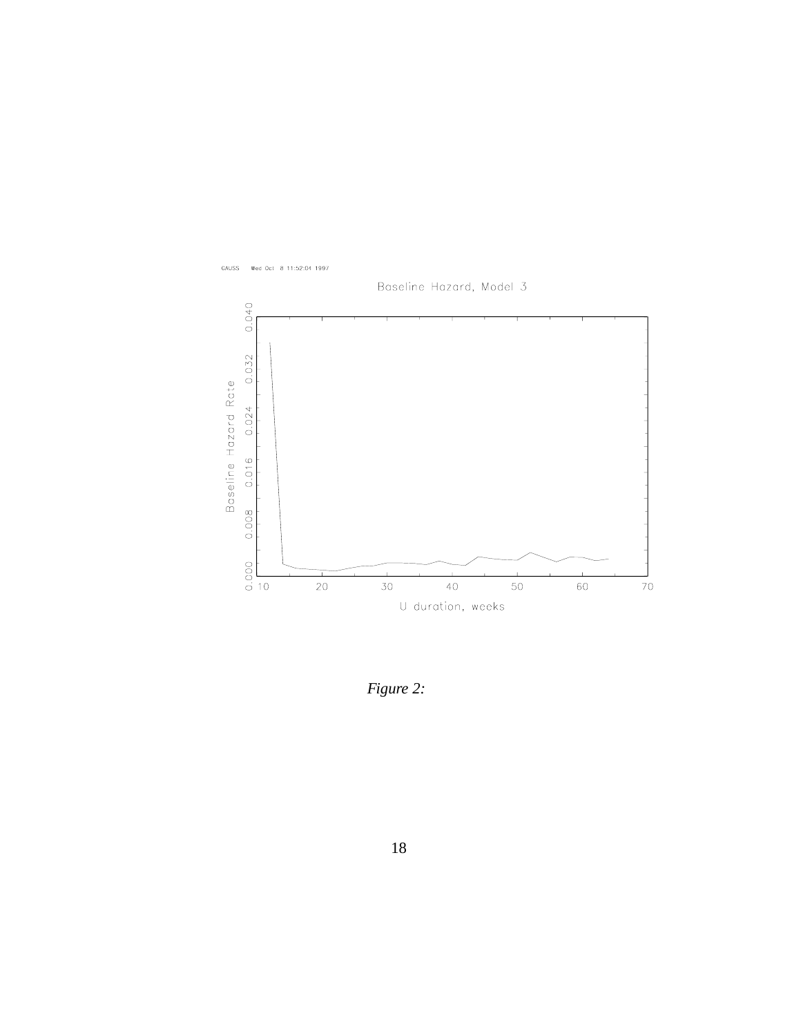*Figure 2:*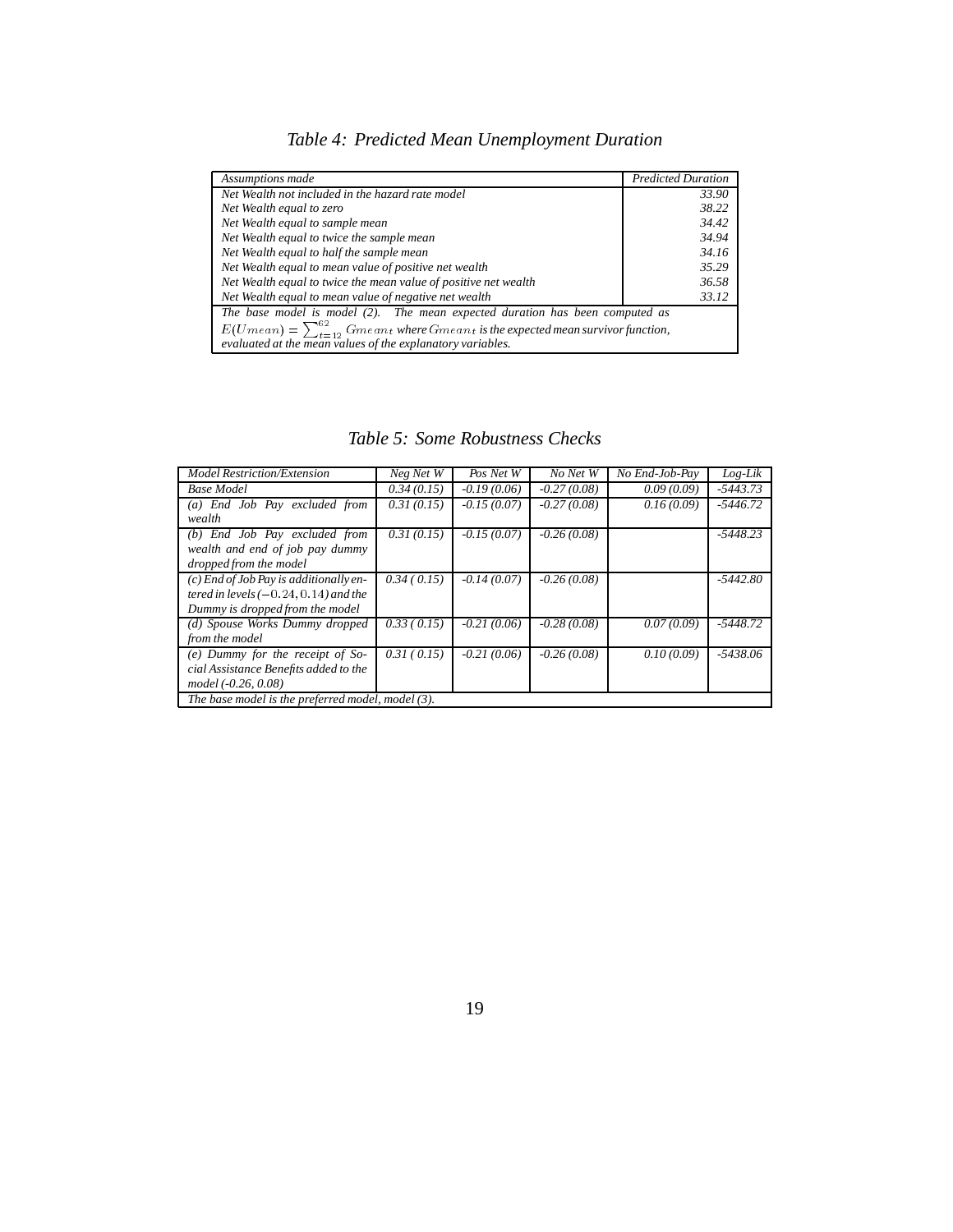*Table 4: Predicted Mean Unemployment Duration*

| *Assumptions made* | *Predicted Duration* |
|---|---|
| *Net Wealth not included in the hazard rate model* | *33.90* |
| *Net Wealth equal to zero* | *38.22* |
| *Net Wealth equal to sample mean* | *34.42* |
| *Net Wealth equal to twice the sample mean* | *34.94* |
| *Net Wealth equal to half the sample mean* | *34.16* |
| *Net Wealth equal to mean value of positive net wealth* | *35.29* |
| *Net Wealth equal to twice the mean value of positive net wealth* | *36.58* |
| *Net Wealth equal to mean value of negative net wealth* | *33.12* |
| *The base model is model (2). The mean expected duration has been computed as $E(Umean) = \sum_{t=12}^{62} Gmean_t$ where $Gmean_t$ is the expected mean survivor function, evaluated at the mean values of the explanatory variables.* | |

*Table 5: Some Robustness Checks*

| *Model Restriction/Extension* | *Neg Net W* | *Pos Net W* | *No Net W* | *No End-Job-Pay* | *Log-Lik* |
|---|---|---|---|---|---|
| *Base Model* | *0.34 (0.15)* | *-0.19 (0.06)* | *-0.27 (0.08)* | *0.09 (0.09)* | *-5443.73* |
| *(a) End Job Pay excluded from wealth* | *0.31 (0.15)* | *-0.15 (0.07)* | *-0.27 (0.08)* | *0.16 (0.09)* | *-5446.72* |
| *(b) End Job Pay excluded from wealth and end of job pay dummy dropped from the model* | *0.31 (0.15)* | *-0.15 (0.07)* | *-0.26 (0.08)* | | *-5448.23* |
| *(c) End of Job Pay is additionally entered in levels $(-0.24, 0.14)$ and the Dummy is dropped from the model* | *0.34 ( 0.15)* | *-0.14 (0.07)* | *-0.26 (0.08)* | | *-5442.80* |
| *(d) Spouse Works Dummy dropped from the model* | *0.33 ( 0.15)* | *-0.21 (0.06)* | *-0.28 (0.08)* | *0.07 (0.09)* | *-5448.72* |
| *(e) Dummy for the receipt of Social Assistance Benefits added to the model (-0.26, 0.08)* | *0.31 ( 0.15)* | *-0.21 (0.06)* | *-0.26 (0.08)* | *0.10 (0.09)* | *-5438.06* |
| *The base model is the preferred model, model (3).* | | | | | |